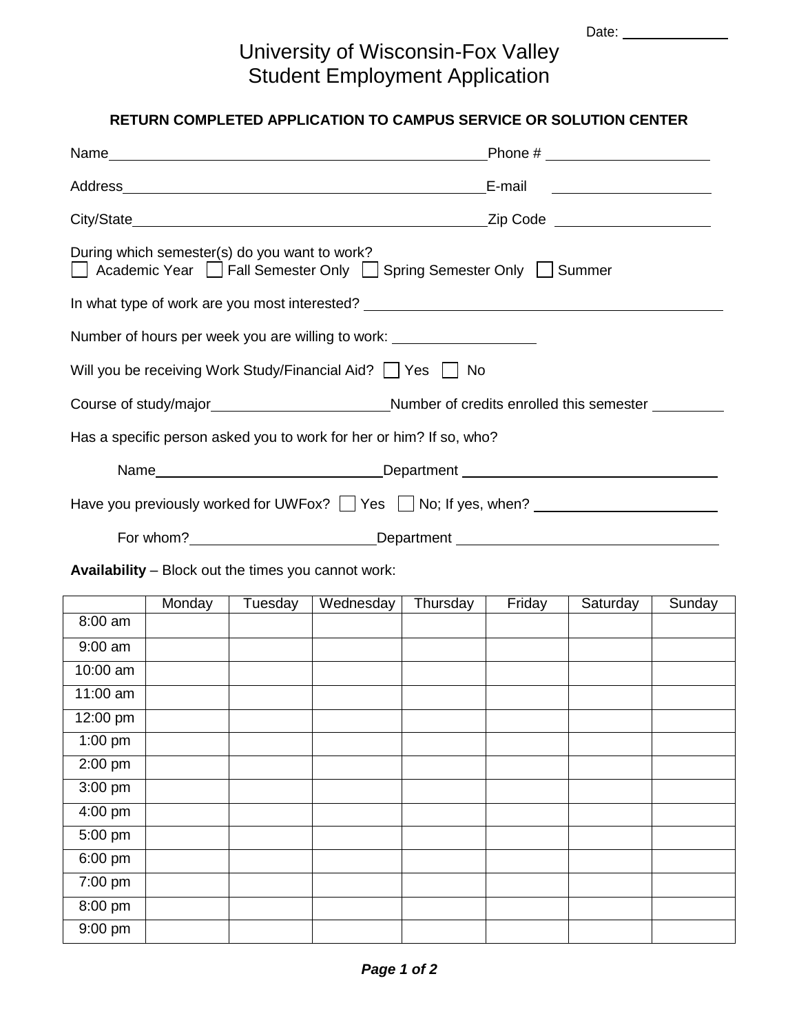Date: \_\_\_\_\_\_\_\_\_\_

# University of Wisconsin-Fox Valley
# Student Employment Application

**RETURN COMPLETED APPLICATION TO CAMPUS SERVICE OR SOLUTION CENTER**

Name \_\_\_\_\_\_\_\_\_\_\_\_\_\_\_\_\_\_\_\_\_\_\_\_\_\_\_\_\_\_\_\_\_\_\_\_ Phone # \_\_\_\_\_\_\_\_\_\_\_\_\_\_\_\_

Address \_\_\_\_\_\_\_\_\_\_\_\_\_\_\_\_\_\_\_\_\_\_\_\_\_\_\_\_\_\_\_\_\_\_\_\_ E-mail \_\_\_\_\_\_\_\_\_\_\_\_\_\_\_\_

City/State \_\_\_\_\_\_\_\_\_\_\_\_\_\_\_\_\_\_\_\_\_\_\_\_\_\_\_\_\_\_\_\_\_\_\_\_ Zip Code \_\_\_\_\_\_\_\_\_\_\_\_\_\_\_\_

During which semester(s) do you want to work?
☐ Academic Year ☐ Fall Semester Only ☐ Spring Semester Only ☐ Summer

In what type of work are you most interested? \_\_\_\_\_\_\_\_\_\_\_\_\_\_\_\_\_\_\_\_\_\_\_\_\_\_\_\_\_\_\_\_

Number of hours per week you are willing to work: \_\_\_\_\_\_\_\_\_\_\_\_\_\_

Will you be receiving Work Study/Financial Aid? ☐ Yes ☐ No

Course of study/major \_\_\_\_\_\_\_\_\_\_\_\_\_\_\_\_\_\_ Number of credits enrolled this semester \_\_\_\_\_\_\_

Has a specific person asked you to work for her or him? If so, who?

Name \_\_\_\_\_\_\_\_\_\_\_\_\_\_\_\_\_\_\_\_\_\_\_\_ Department \_\_\_\_\_\_\_\_\_\_\_\_\_\_\_\_\_\_\_\_\_\_\_\_

Have you previously worked for UWFox? ☐ Yes ☐ No; If yes, when? \_\_\_\_\_\_\_\_\_\_\_\_\_\_\_\_\_\_

For whom? \_\_\_\_\_\_\_\_\_\_\_\_\_\_\_\_\_\_\_\_ Department \_\_\_\_\_\_\_\_\_\_\_\_\_\_\_\_\_\_\_\_\_\_\_\_

**Availability** – Block out the times you cannot work:

| | Monday | Tuesday | Wednesday | Thursday | Friday | Saturday | Sunday |
|---|---|---|---|---|---|---|---|
| 8:00 am | | | | | | | |
| 9:00 am | | | | | | | |
| 10:00 am | | | | | | | |
| 11:00 am | | | | | | | |
| 12:00 pm | | | | | | | |
| 1:00 pm | | | | | | | |
| 2:00 pm | | | | | | | |
| 3:00 pm | | | | | | | |
| 4:00 pm | | | | | | | |
| 5:00 pm | | | | | | | |
| 6:00 pm | | | | | | | |
| 7:00 pm | | | | | | | |
| 8:00 pm | | | | | | | |
| 9:00 pm | | | | | | | |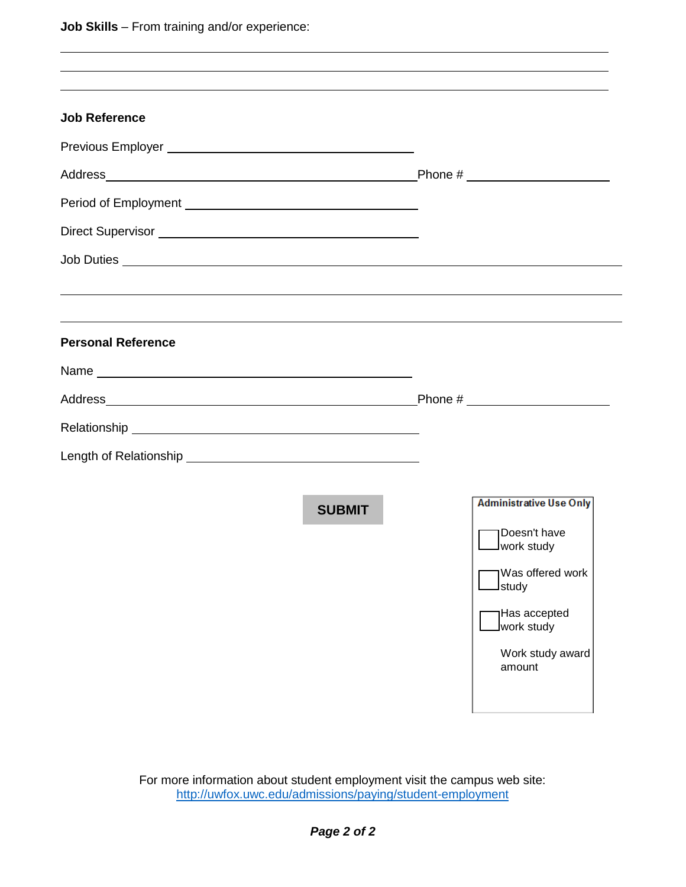**Job Skills** – From training and/or experience:

\_\_\_\_\_\_\_\_\_\_\_\_\_\_\_\_\_\_\_\_\_\_\_\_\_\_\_\_\_\_\_\_\_\_\_\_\_\_\_\_\_\_\_\_\_\_\_\_\_\_\_\_\_\_\_\_\_\_

\_\_\_\_\_\_\_\_\_\_\_\_\_\_\_\_\_\_\_\_\_\_\_\_\_\_\_\_\_\_\_\_\_\_\_\_\_\_\_\_\_\_\_\_\_\_\_\_\_\_\_\_\_\_\_\_\_\_

\_\_\_\_\_\_\_\_\_\_\_\_\_\_\_\_\_\_\_\_\_\_\_\_\_\_\_\_\_\_\_\_\_\_\_\_\_\_\_\_\_\_\_\_\_\_\_\_\_\_\_\_\_\_\_\_\_\_

**Job Reference**

Previous Employer \_\_\_\_\_\_\_\_\_\_\_\_\_\_\_\_\_\_\_\_\_\_\_\_\_\_\_\_\_\_\_\_

Address \_\_\_\_\_\_\_\_\_\_\_\_\_\_\_\_\_\_\_\_\_\_\_\_\_\_\_\_\_\_\_\_\_\_\_\_\_ Phone # \_\_\_\_\_\_\_\_\_\_\_\_\_\_\_\_

Period of Employment \_\_\_\_\_\_\_\_\_\_\_\_\_\_\_\_\_\_\_\_\_\_\_\_\_\_\_\_\_\_

Direct Supervisor \_\_\_\_\_\_\_\_\_\_\_\_\_\_\_\_\_\_\_\_\_\_\_\_\_\_\_\_\_\_\_\_

Job Duties \_\_\_\_\_\_\_\_\_\_\_\_\_\_\_\_\_\_\_\_\_\_\_\_\_\_\_\_\_\_\_\_\_\_\_\_\_\_\_\_\_\_\_\_\_\_\_\_\_\_\_\_

\_\_\_\_\_\_\_\_\_\_\_\_\_\_\_\_\_\_\_\_\_\_\_\_\_\_\_\_\_\_\_\_\_\_\_\_\_\_\_\_\_\_\_\_\_\_\_\_\_\_\_\_\_\_\_\_\_\_

\_\_\_\_\_\_\_\_\_\_\_\_\_\_\_\_\_\_\_\_\_\_\_\_\_\_\_\_\_\_\_\_\_\_\_\_\_\_\_\_\_\_\_\_\_\_\_\_\_\_\_\_\_\_\_\_\_\_

**Personal Reference**

Name \_\_\_\_\_\_\_\_\_\_\_\_\_\_\_\_\_\_\_\_\_\_\_\_\_\_\_\_\_\_\_\_\_\_\_\_\_\_

Address \_\_\_\_\_\_\_\_\_\_\_\_\_\_\_\_\_\_\_\_\_\_\_\_\_\_\_\_\_\_\_\_\_\_\_\_\_ Phone # \_\_\_\_\_\_\_\_\_\_\_\_\_\_\_\_

Relationship \_\_\_\_\_\_\_\_\_\_\_\_\_\_\_\_\_\_\_\_\_\_\_\_\_\_\_\_\_\_\_\_\_\_\_\_

Length of Relationship \_\_\_\_\_\_\_\_\_\_\_\_\_\_\_\_\_\_\_\_\_\_\_\_\_\_\_\_

**SUBMIT**

**Administrative Use Only**

- ☐ Doesn't have work study
- ☐ Was offered work study
- ☐ Has accepted work study

Work study award amount

For more information about student employment visit the campus web site:
http://uwfox.uwc.edu/admissions/paying/student-employment